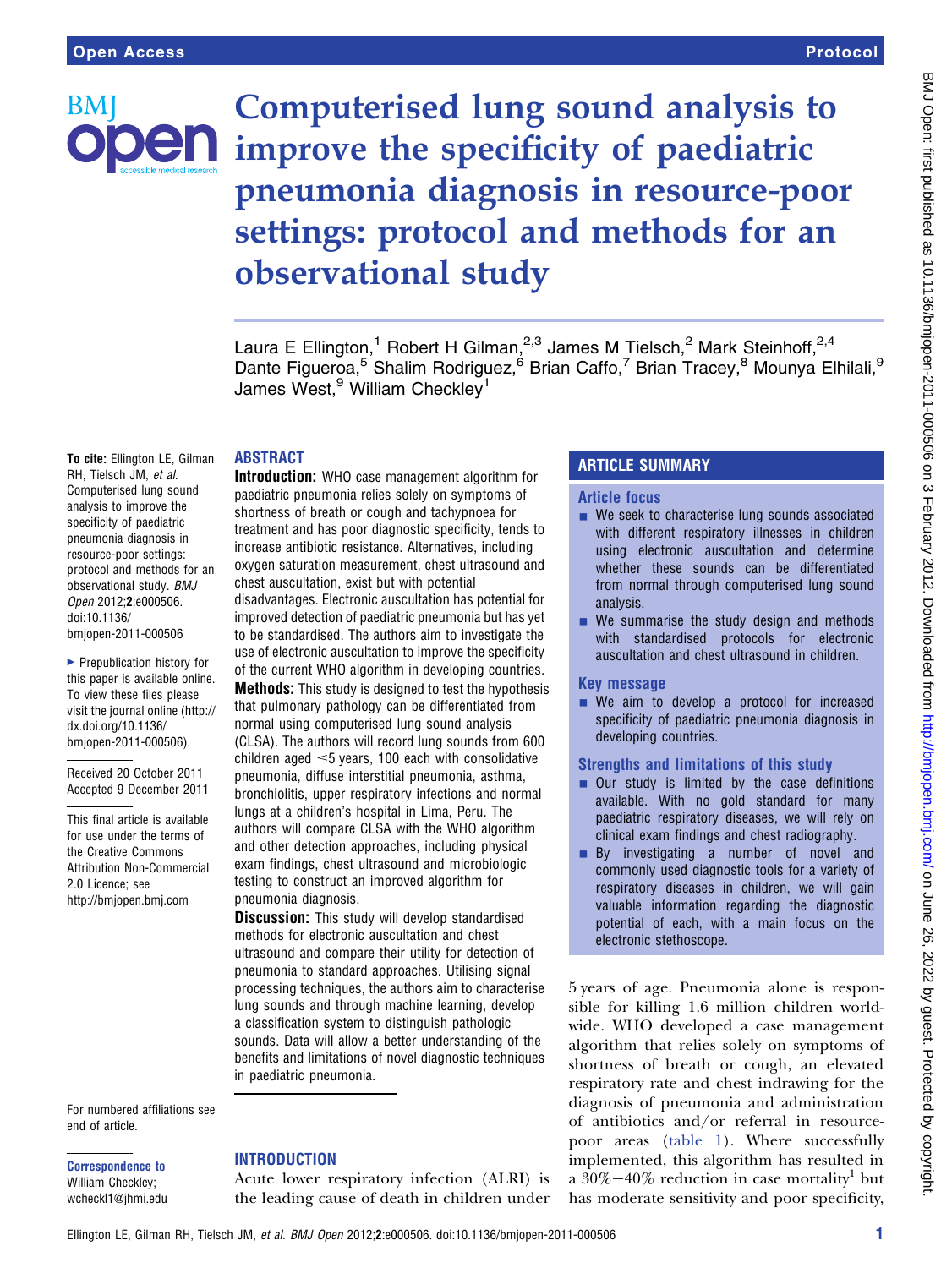Open Access | Protocol

# Computerised lung sound analysis to improve the specificity of paediatric pneumonia diagnosis in resource-poor settings: protocol and methods for an observational study

Laura E Ellington,[1] Robert H Gilman,[2,3] James M Tielsch,[2] Mark Steinhoff,[2,4] Dante Figueroa,[5] Shalim Rodriguez,[6] Brian Caffo,[7] Brian Tracey,[8] Mounya Elhilali,[9] James West,[9] William Checkley[1]

**To cite:** Ellington LE, Gilman RH, Tielsch JM, *et al*. Computerised lung sound analysis to improve the specificity of paediatric pneumonia diagnosis in resource-poor settings: protocol and methods for an observational study. *BMJ Open* 2012;**2**:e000506. doi:10.1136/bmjopen-2011-000506

► Prepublication history for this paper is available online. To view these files please visit the journal online (http://dx.doi.org/10.1136/bmjopen-2011-000506).

Received 20 October 2011
Accepted 9 December 2011

This final article is available for use under the terms of the Creative Commons Attribution Non-Commercial 2.0 Licence; see http://bmjopen.bmj.com

For numbered affiliations see end of article.

**Correspondence to**
William Checkley; wcheckl1@jhmi.edu

## ABSTRACT

**Introduction:** WHO case management algorithm for paediatric pneumonia relies solely on symptoms of shortness of breath or cough and tachypnoea for treatment and has poor diagnostic specificity, tends to increase antibiotic resistance. Alternatives, including oxygen saturation measurement, chest ultrasound and chest auscultation, exist but with potential disadvantages. Electronic auscultation has potential for improved detection of paediatric pneumonia but has yet to be standardised. The authors aim to investigate the use of electronic auscultation to improve the specificity of the current WHO algorithm in developing countries.

**Methods:** This study is designed to test the hypothesis that pulmonary pathology can be differentiated from normal using computerised lung sound analysis (CLSA). The authors will record lung sounds from 600 children aged ≤5 years, 100 each with consolidative pneumonia, diffuse interstitial pneumonia, asthma, bronchiolitis, upper respiratory infections and normal lungs at a children's hospital in Lima, Peru. The authors will compare CLSA with the WHO algorithm and other detection approaches, including physical exam findings, chest ultrasound and microbiologic testing to construct an improved algorithm for pneumonia diagnosis.

**Discussion:** This study will develop standardised methods for electronic auscultation and chest ultrasound and compare their utility for detection of pneumonia to standard approaches. Utilising signal processing techniques, the authors aim to characterise lung sounds and through machine learning, develop a classification system to distinguish pathologic sounds. Data will allow a better understanding of the benefits and limitations of novel diagnostic techniques in paediatric pneumonia.

## ARTICLE SUMMARY

### Article focus

- We seek to characterise lung sounds associated with different respiratory illnesses in children using electronic auscultation and determine whether these sounds can be differentiated from normal through computerised lung sound analysis.
- We summarise the study design and methods with standardised protocols for electronic auscultation and chest ultrasound in children.

### Key message

- We aim to develop a protocol for increased specificity of paediatric pneumonia diagnosis in developing countries.

### Strengths and limitations of this study

- Our study is limited by the case definitions available. With no gold standard for many paediatric respiratory diseases, we will rely on clinical exam findings and chest radiography.
- By investigating a number of novel and commonly used diagnostic tools for a variety of respiratory diseases in children, we will gain valuable information regarding the diagnostic potential of each, with a main focus on the electronic stethoscope.

## INTRODUCTION

Acute lower respiratory infection (ALRI) is the leading cause of death in children under 5 years of age. Pneumonia alone is responsible for killing 1.6 million children worldwide. WHO developed a case management algorithm that relies solely on symptoms of shortness of breath or cough, an elevated respiratory rate and chest indrawing for the diagnosis of pneumonia and administration of antibiotics and/or referral in resource-poor areas (table 1). Where successfully implemented, this algorithm has resulted in a 30%–40% reduction in case mortality[1] but has moderate sensitivity and poor specificity,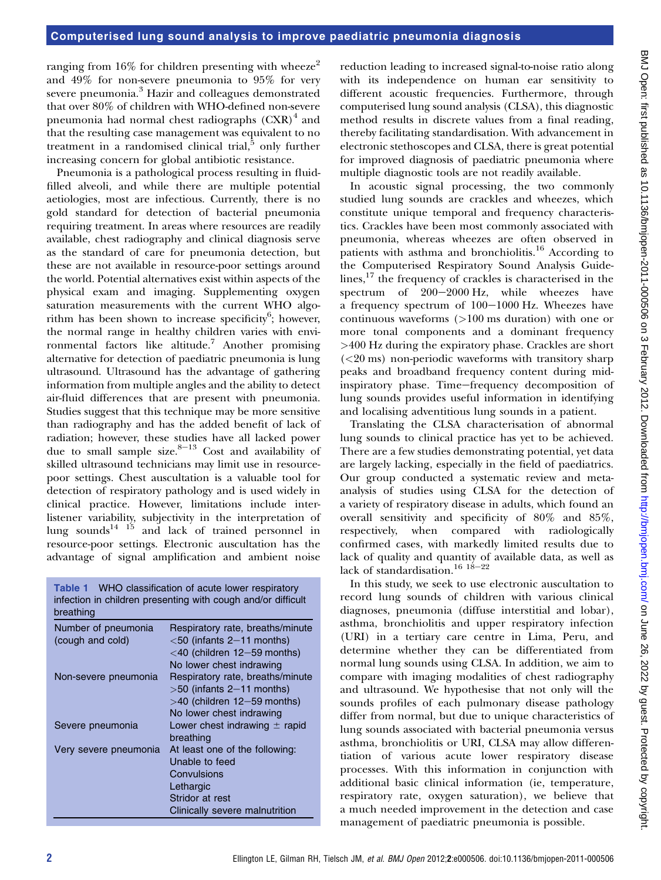ranging from 16% for children presenting with wheeze[2] and 49% for non-severe pneumonia to 95% for very severe pneumonia.[3] Hazir and colleagues demonstrated that over 80% of children with WHO-defined non-severe pneumonia had normal chest radiographs (CXR)[4] and that the resulting case management was equivalent to no treatment in a randomised clinical trial,[5] only further increasing concern for global antibiotic resistance.

Pneumonia is a pathological process resulting in fluid-filled alveoli, and while there are multiple potential aetiologies, most are infectious. Currently, there is no gold standard for detection of bacterial pneumonia requiring treatment. In areas where resources are readily available, chest radiography and clinical diagnosis serve as the standard of care for pneumonia detection, but these are not available in resource-poor settings around the world. Potential alternatives exist within aspects of the physical exam and imaging. Supplementing oxygen saturation measurements with the current WHO algorithm has been shown to increase specificity[6]; however, the normal range in healthy children varies with environmental factors like altitude.[7] Another promising alternative for detection of paediatric pneumonia is lung ultrasound. Ultrasound has the advantage of gathering information from multiple angles and the ability to detect air-fluid differences that are present with pneumonia. Studies suggest that this technique may be more sensitive than radiography and has the added benefit of lack of radiation; however, these studies have all lacked power due to small sample size.[8–13] Cost and availability of skilled ultrasound technicians may limit use in resource-poor settings. Chest auscultation is a valuable tool for detection of respiratory pathology and is used widely in clinical practice. However, limitations include inter-listener variability, subjectivity in the interpretation of lung sounds[14 15] and lack of trained personnel in resource-poor settings. Electronic auscultation has the advantage of signal amplification and ambient noise reduction leading to increased signal-to-noise ratio along with its independence on human ear sensitivity to different acoustic frequencies. Furthermore, through computerised lung sound analysis (CLSA), this diagnostic method results in discrete values from a final reading, thereby facilitating standardisation. With advancement in electronic stethoscopes and CLSA, there is great potential for improved diagnosis of paediatric pneumonia where multiple diagnostic tools are not readily available.

In acoustic signal processing, the two commonly studied lung sounds are crackles and wheezes, which constitute unique temporal and frequency characteristics. Crackles have been most commonly associated with pneumonia, whereas wheezes are often observed in patients with asthma and bronchiolitis.[16] According to the Computerised Respiratory Sound Analysis Guidelines,[17] the frequency of crackles is characterised in the spectrum of 200–2000 Hz, while wheezes have a frequency spectrum of 100–1000 Hz. Wheezes have continuous waveforms (>100 ms duration) with one or more tonal components and a dominant frequency >400 Hz during the expiratory phase. Crackles are short (<20 ms) non-periodic waveforms with transitory sharp peaks and broadband frequency content during mid-inspiratory phase. Time–frequency decomposition of lung sounds provides useful information in identifying and localising adventitious lung sounds in a patient.

Translating the CLSA characterisation of abnormal lung sounds to clinical practice has yet to be achieved. There are a few studies demonstrating potential, yet data are largely lacking, especially in the field of paediatrics. Our group conducted a systematic review and meta-analysis of studies using CLSA for the detection of a variety of respiratory disease in adults, which found an overall sensitivity and specificity of 80% and 85%, respectively, when compared with radiologically confirmed cases, with markedly limited results due to lack of quality and quantity of available data, as well as lack of standardisation.[16 18–22]

In this study, we seek to use electronic auscultation to record lung sounds of children with various clinical diagnoses, pneumonia (diffuse interstitial and lobar), asthma, bronchiolitis and upper respiratory infection (URI) in a tertiary care centre in Lima, Peru, and determine whether they can be differentiated from normal lung sounds using CLSA. In addition, we aim to compare with imaging modalities of chest radiography and ultrasound. We hypothesise that not only will the sounds profiles of each pulmonary disease pathology differ from normal, but due to unique characteristics of lung sounds associated with bacterial pneumonia versus asthma, bronchiolitis or URI, CLSA may allow differentiation of various acute lower respiratory disease processes. With this information in conjunction with additional basic clinical information (ie, temperature, respiratory rate, oxygen saturation), we believe that a much needed improvement in the detection and case management of paediatric pneumonia is possible.

**Table 1** WHO classification of acute lower respiratory infection in children presenting with cough and/or difficult breathing

| | |
|---|---|
| Number of pneumonia (cough and cold) | Respiratory rate, breaths/minute<br><50 (infants 2–11 months)<br><40 (children 12–59 months)<br>No lower chest indrawing |
| Non-severe pneumonia | Respiratory rate, breaths/minute<br>>50 (infants 2–11 months)<br>>40 (children 12–59 months)<br>No lower chest indrawing |
| Severe pneumonia | Lower chest indrawing ± rapid breathing |
| Very severe pneumonia | At least one of the following:<br>Unable to feed<br>Convulsions<br>Lethargic<br>Stridor at rest<br>Clinically severe malnutrition |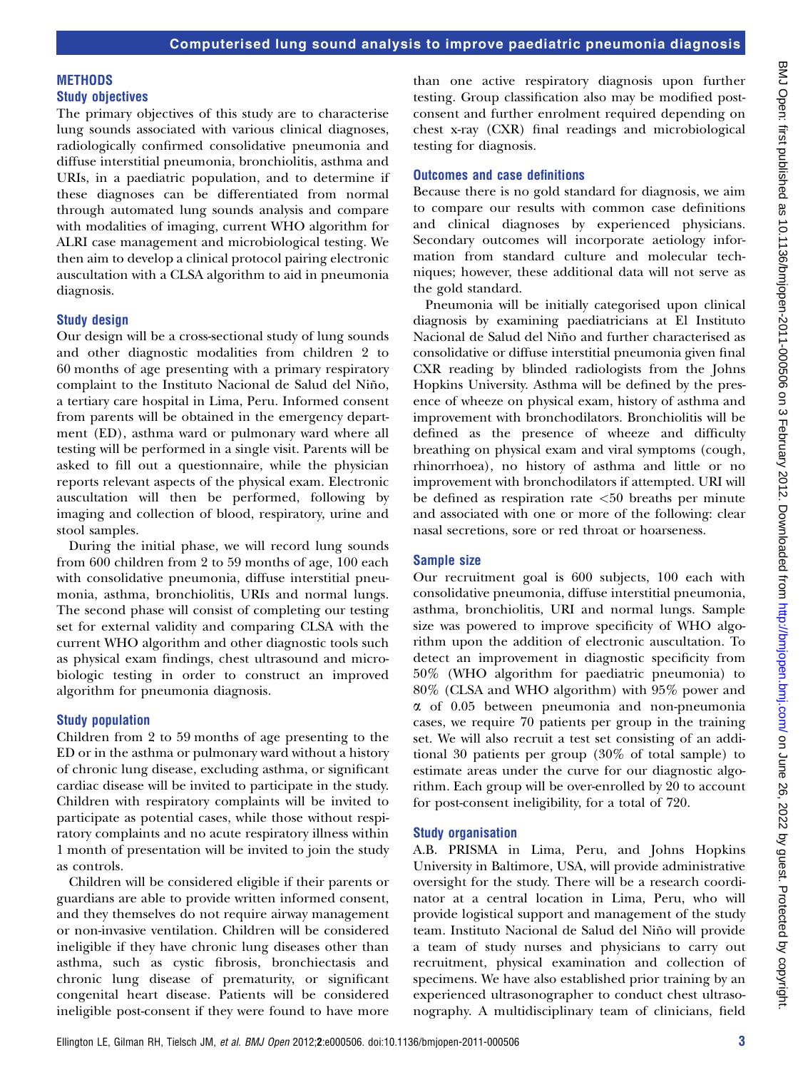## METHODS

### Study objectives

The primary objectives of this study are to characterise lung sounds associated with various clinical diagnoses, radiologically confirmed consolidative pneumonia and diffuse interstitial pneumonia, bronchiolitis, asthma and URIs, in a paediatric population, and to determine if these diagnoses can be differentiated from normal through automated lung sounds analysis and compare with modalities of imaging, current WHO algorithm for ALRI case management and microbiological testing. We then aim to develop a clinical protocol pairing electronic auscultation with a CLSA algorithm to aid in pneumonia diagnosis.

### Study design

Our design will be a cross-sectional study of lung sounds and other diagnostic modalities from children 2 to 60 months of age presenting with a primary respiratory complaint to the Instituto Nacional de Salud del Niño, a tertiary care hospital in Lima, Peru. Informed consent from parents will be obtained in the emergency department (ED), asthma ward or pulmonary ward where all testing will be performed in a single visit. Parents will be asked to fill out a questionnaire, while the physician reports relevant aspects of the physical exam. Electronic auscultation will then be performed, following by imaging and collection of blood, respiratory, urine and stool samples.

During the initial phase, we will record lung sounds from 600 children from 2 to 59 months of age, 100 each with consolidative pneumonia, diffuse interstitial pneumonia, asthma, bronchiolitis, URIs and normal lungs. The second phase will consist of completing our testing set for external validity and comparing CLSA with the current WHO algorithm and other diagnostic tools such as physical exam findings, chest ultrasound and microbiologic testing in order to construct an improved algorithm for pneumonia diagnosis.

### Study population

Children from 2 to 59 months of age presenting to the ED or in the asthma or pulmonary ward without a history of chronic lung disease, excluding asthma, or significant cardiac disease will be invited to participate in the study. Children with respiratory complaints will be invited to participate as potential cases, while those without respiratory complaints and no acute respiratory illness within 1 month of presentation will be invited to join the study as controls.

Children will be considered eligible if their parents or guardians are able to provide written informed consent, and they themselves do not require airway management or non-invasive ventilation. Children will be considered ineligible if they have chronic lung diseases other than asthma, such as cystic fibrosis, bronchiectasis and chronic lung disease of prematurity, or significant congenital heart disease. Patients will be considered ineligible post-consent if they were found to have more than one active respiratory diagnosis upon further testing. Group classification also may be modified post-consent and further enrolment required depending on chest x-ray (CXR) final readings and microbiological testing for diagnosis.

### Outcomes and case definitions

Because there is no gold standard for diagnosis, we aim to compare our results with common case definitions and clinical diagnoses by experienced physicians. Secondary outcomes will incorporate aetiology information from standard culture and molecular techniques; however, these additional data will not serve as the gold standard.

Pneumonia will be initially categorised upon clinical diagnosis by examining paediatricians at El Instituto Nacional de Salud del Niño and further characterised as consolidative or diffuse interstitial pneumonia given final CXR reading by blinded radiologists from the Johns Hopkins University. Asthma will be defined by the presence of wheeze on physical exam, history of asthma and improvement with bronchodilators. Bronchiolitis will be defined as the presence of wheeze and difficulty breathing on physical exam and viral symptoms (cough, rhinorrhoea), no history of asthma and little or no improvement with bronchodilators if attempted. URI will be defined as respiration rate <50 breaths per minute and associated with one or more of the following: clear nasal secretions, sore or red throat or hoarseness.

### Sample size

Our recruitment goal is 600 subjects, 100 each with consolidative pneumonia, diffuse interstitial pneumonia, asthma, bronchiolitis, URI and normal lungs. Sample size was powered to improve specificity of WHO algorithm upon the addition of electronic auscultation. To detect an improvement in diagnostic specificity from 50% (WHO algorithm for paediatric pneumonia) to 80% (CLSA and WHO algorithm) with 95% power and $\alpha$ of 0.05 between pneumonia and non-pneumonia cases, we require 70 patients per group in the training set. We will also recruit a test set consisting of an additional 30 patients per group (30% of total sample) to estimate areas under the curve for our diagnostic algorithm. Each group will be over-enrolled by 20 to account for post-consent ineligibility, for a total of 720.

### Study organisation

A.B. PRISMA in Lima, Peru, and Johns Hopkins University in Baltimore, USA, will provide administrative oversight for the study. There will be a research coordinator at a central location in Lima, Peru, who will provide logistical support and management of the study team. Instituto Nacional de Salud del Niño will provide a team of study nurses and physicians to carry out recruitment, physical examination and collection of specimens. We have also established prior training by an experienced ultrasonographer to conduct chest ultrasonography. A multidisciplinary team of clinicians, field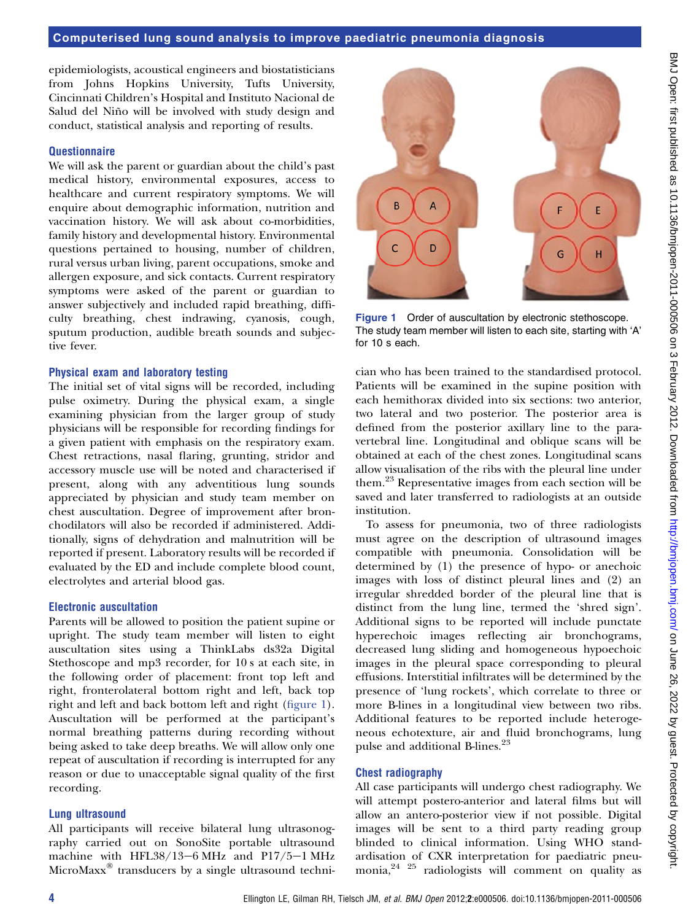epidemiologists, acoustical engineers and biostatisticians from Johns Hopkins University, Tufts University, Cincinnati Children's Hospital and Instituto Nacional de Salud del Niño will be involved with study design and conduct, statistical analysis and reporting of results.

### Questionnaire

We will ask the parent or guardian about the child's past medical history, environmental exposures, access to healthcare and current respiratory symptoms. We will enquire about demographic information, nutrition and vaccination history. We will ask about co-morbidities, family history and developmental history. Environmental questions pertained to housing, number of children, rural versus urban living, parent occupations, smoke and allergen exposure, and sick contacts. Current respiratory symptoms were asked of the parent or guardian to answer subjectively and included rapid breathing, difficulty breathing, chest indrawing, cyanosis, cough, sputum production, audible breath sounds and subjective fever.

### Physical exam and laboratory testing

The initial set of vital signs will be recorded, including pulse oximetry. During the physical exam, a single examining physician from the larger group of study physicians will be responsible for recording findings for a given patient with emphasis on the respiratory exam. Chest retractions, nasal flaring, grunting, stridor and accessory muscle use will be noted and characterised if present, along with any adventitious lung sounds appreciated by physician and study team member on chest auscultation. Degree of improvement after bronchodilators will also be recorded if administered. Additionally, signs of dehydration and malnutrition will be reported if present. Laboratory results will be recorded if evaluated by the ED and include complete blood count, electrolytes and arterial blood gas.

### Electronic auscultation

Parents will be allowed to position the patient supine or upright. The study team member will listen to eight auscultation sites using a ThinkLabs ds32a Digital Stethoscope and mp3 recorder, for 10 s at each site, in the following order of placement: front top left and right, fronterolateral bottom right and left, back top right and left and back bottom left and right (figure 1). Auscultation will be performed at the participant's normal breathing patterns during recording without being asked to take deep breaths. We will allow only one repeat of auscultation if recording is interrupted for any reason or due to unacceptable signal quality of the first recording.

**Figure 1** Order of auscultation by electronic stethoscope. The study team member will listen to each site, starting with 'A' for 10 s each.

### Lung ultrasound

All participants will receive bilateral lung ultrasonography carried out on SonoSite portable ultrasound machine with HFL38/13−6 MHz and P17/5−1 MHz MicroMaxx® transducers by a single ultrasound technician who has been trained to the standardised protocol. Patients will be examined in the supine position with each hemithorax divided into six sections: two anterior, two lateral and two posterior. The posterior area is defined from the posterior axillary line to the paravertebral line. Longitudinal and oblique scans will be obtained at each of the chest zones. Longitudinal scans allow visualisation of the ribs with the pleural line under them.[23] Representative images from each section will be saved and later transferred to radiologists at an outside institution.

To assess for pneumonia, two of three radiologists must agree on the description of ultrasound images compatible with pneumonia. Consolidation will be determined by (1) the presence of hypo- or anechoic images with loss of distinct pleural lines and (2) an irregular shredded border of the pleural line that is distinct from the lung line, termed the 'shred sign'. Additional signs to be reported will include punctate hyperechoic images reflecting air bronchograms, decreased lung sliding and homogeneous hypoechoic images in the pleural space corresponding to pleural effusions. Interstitial infiltrates will be determined by the presence of 'lung rockets', which correlate to three or more B-lines in a longitudinal view between two ribs. Additional features to be reported include heterogeneous echotexture, air and fluid bronchograms, lung pulse and additional B-lines.[23]

### Chest radiography

All case participants will undergo chest radiography. We will attempt postero-anterior and lateral films but will allow an antero-posterior view if not possible. Digital images will be sent to a third party reading group blinded to clinical information. Using WHO standardisation of CXR interpretation for paediatric pneumonia,[24 25] radiologists will comment on quality as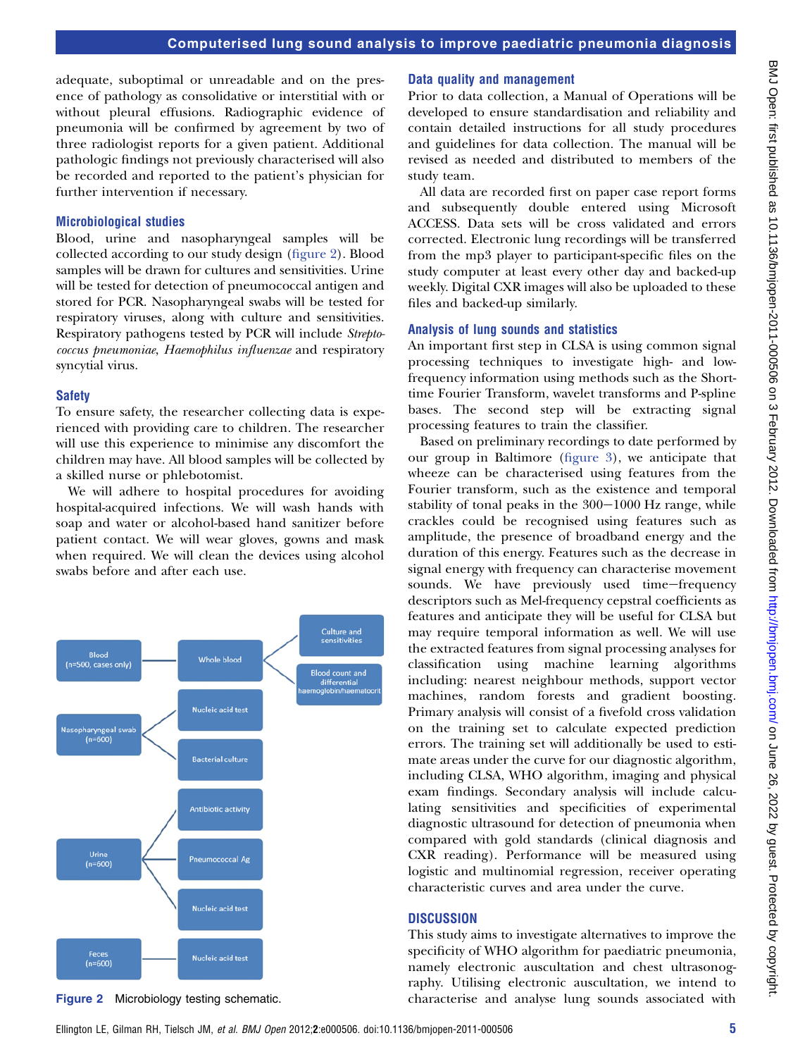adequate, suboptimal or unreadable and on the presence of pathology as consolidative or interstitial with or without pleural effusions. Radiographic evidence of pneumonia will be confirmed by agreement by two of three radiologist reports for a given patient. Additional pathologic findings not previously characterised will also be recorded and reported to the patient's physician for further intervention if necessary.

### Microbiological studies

Blood, urine and nasopharyngeal samples will be collected according to our study design (figure 2). Blood samples will be drawn for cultures and sensitivities. Urine will be tested for detection of pneumococcal antigen and stored for PCR. Nasopharyngeal swabs will be tested for respiratory viruses, along with culture and sensitivities. Respiratory pathogens tested by PCR will include *Streptococcus pneumoniae*, *Haemophilus influenzae* and respiratory syncytial virus.

### Safety

To ensure safety, the researcher collecting data is experienced with providing care to children. The researcher will use this experience to minimise any discomfort the children may have. All blood samples will be collected by a skilled nurse or phlebotomist.

We will adhere to hospital procedures for avoiding hospital-acquired infections. We will wash hands with soap and water or alcohol-based hand sanitizer before patient contact. We will wear gloves, gowns and mask when required. We will clean the devices using alcohol swabs before and after each use.

Blood (n=500, cases only) → Whole blood → Culture and sensitivities; Blood count and differential haemoglobin/haematocrit

Nasopharyngeal swab (n=600) → Nucleic acid test; Bacterial culture

Urine (n=600) → Antibiotic activity; Pneumococcal Ag; Nucleic acid test

Feces (n=600) → Nucleic acid test

**Figure 2** Microbiology testing schematic.

### Data quality and management

Prior to data collection, a Manual of Operations will be developed to ensure standardisation and reliability and contain detailed instructions for all study procedures and guidelines for data collection. The manual will be revised as needed and distributed to members of the study team.

All data are recorded first on paper case report forms and subsequently double entered using Microsoft ACCESS. Data sets will be cross validated and errors corrected. Electronic lung recordings will be transferred from the mp3 player to participant-specific files on the study computer at least every other day and backed-up weekly. Digital CXR images will also be uploaded to these files and backed-up similarly.

### Analysis of lung sounds and statistics

An important first step in CLSA is using common signal processing techniques to investigate high- and low-frequency information using methods such as the Short-time Fourier Transform, wavelet transforms and P-spline bases. The second step will be extracting signal processing features to train the classifier.

Based on preliminary recordings to date performed by our group in Baltimore (figure 3), we anticipate that wheeze can be characterised using features from the Fourier transform, such as the existence and temporal stability of tonal peaks in the 300−1000 Hz range, while crackles could be recognised using features such as amplitude, the presence of broadband energy and the duration of this energy. Features such as the decrease in signal energy with frequency can characterise movement sounds. We have previously used time−frequency descriptors such as Mel-frequency cepstral coefficients as features and anticipate they will be useful for CLSA but may require temporal information as well. We will use the extracted features from signal processing analyses for classification using machine learning algorithms including: nearest neighbour methods, support vector machines, random forests and gradient boosting. Primary analysis will consist of a fivefold cross validation on the training set to calculate expected prediction errors. The training set will additionally be used to estimate areas under the curve for our diagnostic algorithm, including CLSA, WHO algorithm, imaging and physical exam findings. Secondary analysis will include calculating sensitivities and specificities of experimental diagnostic ultrasound for detection of pneumonia when compared with gold standards (clinical diagnosis and CXR reading). Performance will be measured using logistic and multinomial regression, receiver operating characteristic curves and area under the curve.

## DISCUSSION

This study aims to investigate alternatives to improve the specificity of WHO algorithm for paediatric pneumonia, namely electronic auscultation and chest ultrasonography. Utilising electronic auscultation, we intend to characterise and analyse lung sounds associated with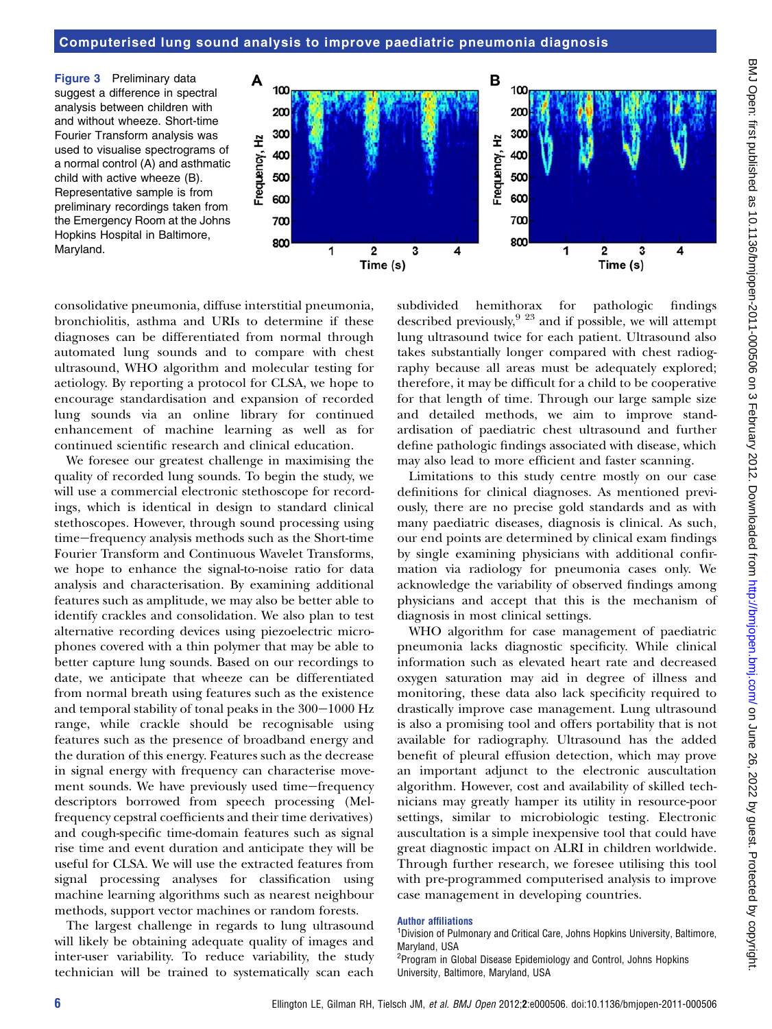Figure 3 Preliminary data suggest a difference in spectral analysis between children with and without wheeze. Short-time Fourier Transform analysis was used to visualise spectrograms of a normal control (A) and asthmatic child with active wheeze (B). Representative sample is from preliminary recordings taken from the Emergency Room at the Johns Hopkins Hospital in Baltimore, Maryland.

A
Frequency, Hz
100
200
300
400
500
600
700
800
Time (s)
1
2
3
4

B
Frequency, Hz
100
200
300
400
500
600
700
800
Time (s)
1
2
3
4

consolidative pneumonia, diffuse interstitial pneumonia, bronchiolitis, asthma and URIs to determine if these diagnoses can be differentiated from normal through automated lung sounds and to compare with chest ultrasound, WHO algorithm and molecular testing for aetiology. By reporting a protocol for CLSA, we hope to encourage standardisation and expansion of recorded lung sounds via an online library for continued enhancement of machine learning as well as for continued scientific research and clinical education.

We foresee our greatest challenge in maximising the quality of recorded lung sounds. To begin the study, we will use a commercial electronic stethoscope for recordings, which is identical in design to standard clinical stethoscopes. However, through sound processing using time−frequency analysis methods such as the Short-time Fourier Transform and Continuous Wavelet Transforms, we hope to enhance the signal-to-noise ratio for data analysis and characterisation. By examining additional features such as amplitude, we may also be better able to identify crackles and consolidation. We also plan to test alternative recording devices using piezoelectric microphones covered with a thin polymer that may be able to better capture lung sounds. Based on our recordings to date, we anticipate that wheeze can be differentiated from normal breath using features such as the existence and temporal stability of tonal peaks in the 300−1000 Hz range, while crackle should be recognisable using features such as the presence of broadband energy and the duration of this energy. Features such as the decrease in signal energy with frequency can characterise movement sounds. We have previously used time−frequency descriptors borrowed from speech processing (Mel-frequency cepstral coefficients and their time derivatives) and cough-specific time-domain features such as signal rise time and event duration and anticipate they will be useful for CLSA. We will use the extracted features from signal processing analyses for classification using machine learning algorithms such as nearest neighbour methods, support vector machines or random forests.

The largest challenge in regards to lung ultrasound will likely be obtaining adequate quality of images and inter-user variability. To reduce variability, the study technician will be trained to systematically scan each subdivided hemithorax for pathologic findings described previously,[9 23] and if possible, we will attempt lung ultrasound twice for each patient. Ultrasound also takes substantially longer compared with chest radiography because all areas must be adequately explored; therefore, it may be difficult for a child to be cooperative for that length of time. Through our large sample size and detailed methods, we aim to improve standardisation of paediatric chest ultrasound and further define pathologic findings associated with disease, which may also lead to more efficient and faster scanning.

Limitations to this study centre mostly on our case definitions for clinical diagnoses. As mentioned previously, there are no precise gold standards and as with many paediatric diseases, diagnosis is clinical. As such, our end points are determined by clinical exam findings by single examining physicians with additional confirmation via radiology for pneumonia cases only. We acknowledge the variability of observed findings among physicians and accept that this is the mechanism of diagnosis in most clinical settings.

WHO algorithm for case management of paediatric pneumonia lacks diagnostic specificity. While clinical information such as elevated heart rate and decreased oxygen saturation may aid in degree of illness and monitoring, these data also lack specificity required to drastically improve case management. Lung ultrasound is also a promising tool and offers portability that is not available for radiography. Ultrasound has the added benefit of pleural effusion detection, which may prove an important adjunct to the electronic auscultation algorithm. However, cost and availability of skilled technicians may greatly hamper its utility in resource-poor settings, similar to microbiologic testing. Electronic auscultation is a simple inexpensive tool that could have great diagnostic impact on ALRI in children worldwide. Through further research, we foresee utilising this tool with pre-programmed computerised analysis to improve case management in developing countries.

**Author affiliations**
[1]Division of Pulmonary and Critical Care, Johns Hopkins University, Baltimore, Maryland, USA
[2]Program in Global Disease Epidemiology and Control, Johns Hopkins University, Baltimore, Maryland, USA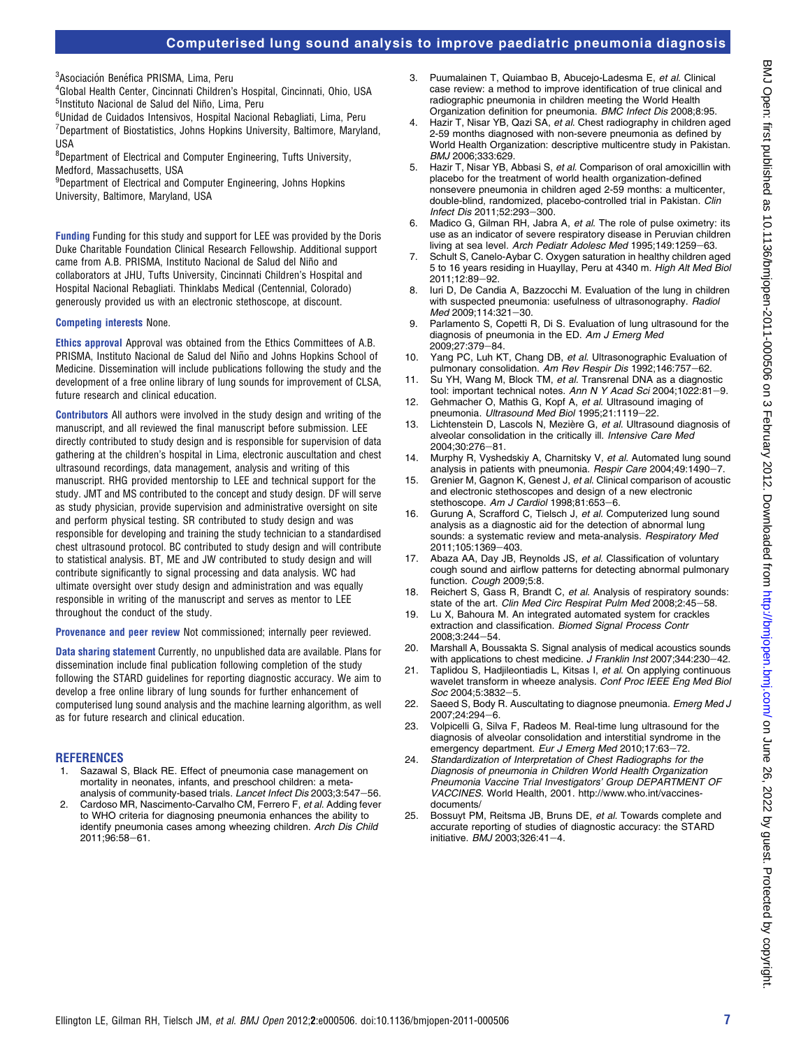[3]Asociación Benéfica PRISMA, Lima, Peru
[4]Global Health Center, Cincinnati Children's Hospital, Cincinnati, Ohio, USA
[5]Instituto Nacional de Salud del Niño, Lima, Peru
[6]Unidad de Cuidados Intensivos, Hospital Nacional Rebagliati, Lima, Peru
[7]Department of Biostatistics, Johns Hopkins University, Baltimore, Maryland, USA
[8]Department of Electrical and Computer Engineering, Tufts University, Medford, Massachusetts, USA
[9]Department of Electrical and Computer Engineering, Johns Hopkins University, Baltimore, Maryland, USA

**Funding** Funding for this study and support for LEE was provided by the Doris Duke Charitable Foundation Clinical Research Fellowship. Additional support came from A.B. PRISMA, Instituto Nacional de Salud del Niño and collaborators at JHU, Tufts University, Cincinnati Children's Hospital and Hospital Nacional Rebagliati. Thinklabs Medical (Centennial, Colorado) generously provided us with an electronic stethoscope, at discount.

**Competing interests** None.

**Ethics approval** Approval was obtained from the Ethics Committees of A.B. PRISMA, Instituto Nacional de Salud del Niño and Johns Hopkins School of Medicine. Dissemination will include publications following the study and the development of a free online library of lung sounds for improvement of CLSA, future research and clinical education.

**Contributors** All authors were involved in the study design and writing of the manuscript, and all reviewed the final manuscript before submission. LEE directly contributed to study design and is responsible for supervision of data gathering at the children's hospital in Lima, electronic auscultation and chest ultrasound recordings, data management, analysis and writing of this manuscript. RHG provided mentorship to LEE and technical support for the study. JMT and MS contributed to the concept and study design. DF will serve as study physician, provide supervision and administrative oversight on site and perform physical testing. SR contributed to study design and was responsible for developing and training the study technician to a standardised chest ultrasound protocol. BC contributed to study design and will contribute to statistical analysis. BT, ME and JW contributed to study design and will contribute significantly to signal processing and data analysis. WC had ultimate oversight over study design and administration and was equally responsible in writing of the manuscript and serves as mentor to LEE throughout the conduct of the study.

**Provenance and peer review** Not commissioned; internally peer reviewed.

**Data sharing statement** Currently, no unpublished data are available. Plans for dissemination include final publication following completion of the study following the STARD guidelines for reporting diagnostic accuracy. We aim to develop a free online library of lung sounds for further enhancement of computerised lung sound analysis and the machine learning algorithm, as well as for future research and clinical education.

## REFERENCES

1. Sazawal S, Black RE. Effect of pneumonia case management on mortality in neonates, infants, and preschool children: a meta-analysis of community-based trials. *Lancet Infect Dis* 2003;3:547−56.
2. Cardoso MR, Nascimento-Carvalho CM, Ferrero F, *et al*. Adding fever to WHO criteria for diagnosing pneumonia enhances the ability to identify pneumonia cases among wheezing children. *Arch Dis Child* 2011;96:58−61.
3. Puumalainen T, Quiambao B, Abucejo-Ladesma E, *et al*. Clinical case review: a method to improve identification of true clinical and radiographic pneumonia in children meeting the World Health Organization definition for pneumonia. *BMC Infect Dis* 2008;8:95.
4. Hazir T, Nisar YB, Qazi SA, *et al*. Chest radiography in children aged 2-59 months diagnosed with non-severe pneumonia as defined by World Health Organization: descriptive multicentre study in Pakistan. *BMJ* 2006;333:629.
5. Hazir T, Nisar YB, Abbasi S, *et al*. Comparison of oral amoxicillin with placebo for the treatment of world health organization-defined nonsevere pneumonia in children aged 2-59 months: a multicenter, double-blind, randomized, placebo-controlled trial in Pakistan. *Clin Infect Dis* 2011;52:293−300.
6. Madico G, Gilman RH, Jabra A, *et al*. The role of pulse oximetry: its use as an indicator of severe respiratory disease in Peruvian children living at sea level. *Arch Pediatr Adolesc Med* 1995;149:1259−63.
7. Schult S, Canelo-Aybar C. Oxygen saturation in healthy children aged 5 to 16 years residing in Huayllay, Peru at 4340 m. *High Alt Med Biol* 2011;12:89−92.
8. Iuri D, De Candia A, Bazzocchi M. Evaluation of the lung in children with suspected pneumonia: usefulness of ultrasonography. *Radiol Med* 2009;114:321−30.
9. Parlamento S, Copetti R, Di S. Evaluation of lung ultrasound for the diagnosis of pneumonia in the ED. *Am J Emerg Med* 2009;27:379−84.
10. Yang PC, Luh KT, Chang DB, *et al*. Ultrasonographic Evaluation of pulmonary consolidation. *Am Rev Respir Dis* 1992;146:757−62.
11. Su YH, Wang M, Block TM, *et al*. Transrenal DNA as a diagnostic tool: important technical notes. *Ann N Y Acad Sci* 2004;1022:81−9.
12. Gehmacher O, Mathis G, Kopf A, *et al*. Ultrasound imaging of pneumonia. *Ultrasound Med Biol* 1995;21:1119−22.
13. Lichtenstein D, Lascols N, Mezière G, *et al*. Ultrasound diagnosis of alveolar consolidation in the critically ill. *Intensive Care Med* 2004;30:276−81.
14. Murphy R, Vyshedskiy A, Charnitsky V, *et al*. Automated lung sound analysis in patients with pneumonia. *Respir Care* 2004;49:1490−7.
15. Grenier M, Gagnon K, Genest J, *et al*. Clinical comparison of acoustic and electronic stethoscopes and design of a new electronic stethoscope. *Am J Cardiol* 1998;81:653−6.
16. Gurung A, Scrafford C, Tielsch J, *et al*. Computerized lung sound analysis as a diagnostic aid for the detection of abnormal lung sounds: a systematic review and meta-analysis. *Respiratory Med* 2011;105:1369−403.
17. Abaza AA, Day JB, Reynolds JS, *et al*. Classification of voluntary cough sound and airflow patterns for detecting abnormal pulmonary function. *Cough* 2009;5:8.
18. Reichert S, Gass R, Brandt C, *et al*. Analysis of respiratory sounds: state of the art. *Clin Med Circ Respirat Pulm Med* 2008;2:45−58.
19. Lu X, Bahoura M. An integrated automated system for crackles extraction and classification. *Biomed Signal Process Contr* 2008;3:244−54.
20. Marshall A, Boussakta S. Signal analysis of medical acoustics sounds with applications to chest medicine. *J Franklin Inst* 2007;344:230−42.
21. Taplidou S, Hadjileontiadis L, Kitsas I, *et al*. On applying continuous wavelet transform in wheeze analysis. *Conf Proc IEEE Eng Med Biol Soc* 2004;5:3832−5.
22. Saeed S, Body R. Auscultating to diagnose pneumonia. *Emerg Med J* 2007;24:294−6.
23. Volpicelli G, Silva F, Radeos M. Real-time lung ultrasound for the diagnosis of alveolar consolidation and interstitial syndrome in the emergency department. *Eur J Emerg Med* 2010;17:63−72.
24. *Standardization of Interpretation of Chest Radiographs for the Diagnosis of pneumonia in Children World Health Organization Pneumonia Vaccine Trial Investigators' Group DEPARTMENT OF VACCINES*. World Health, 2001. http://www.who.int/vaccines-documents/
25. Bossuyt PM, Reitsma JB, Bruns DE, *et al*. Towards complete and accurate reporting of studies of diagnostic accuracy: the STARD initiative. *BMJ* 2003;326:41−4.